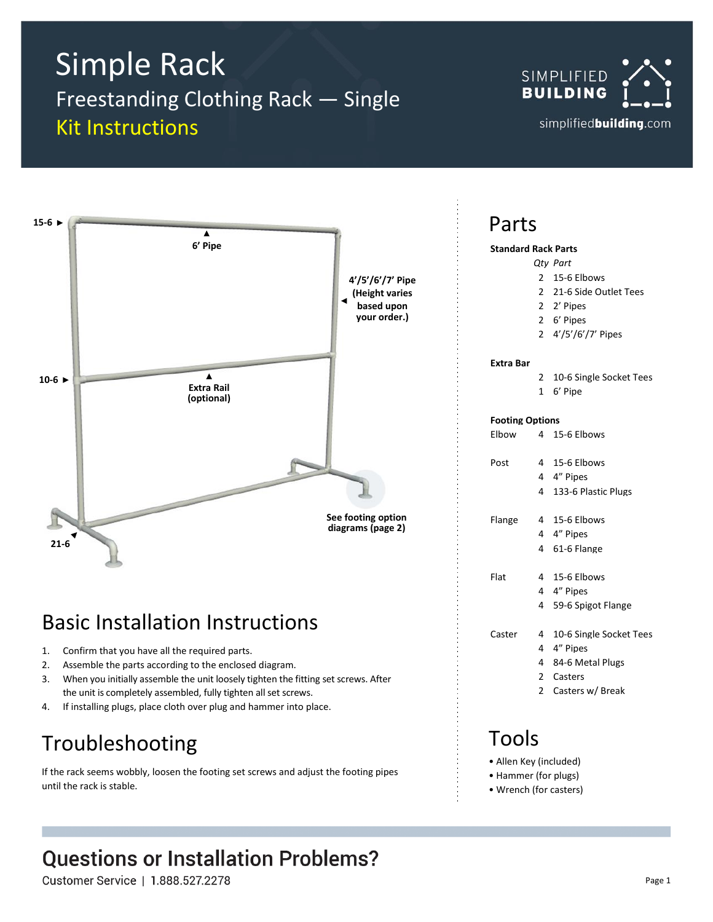# Simple Rack

## Freestanding Clothing Rack — Single

## Kit Instructions

SIMPLIFIED BUILDING

simplifiedbuilding.com

15-6 ►

▲ 6' Pipe

4'/5'/6'/7' Pipe (Height varies based upon your order.)

10-6 ►

▲ Extra Rail (optional)

See footing option diagrams (page 2)

21-6

## Basic Installation Instructions

1. Confirm that you have all the required parts.
2. Assemble the parts according to the enclosed diagram.
3. When you initially assemble the unit loosely tighten the fitting set screws. After the unit is completely assembled, fully tighten all set screws.
4. If installing plugs, place cloth over plug and hammer into place.

## Troubleshooting

If the rack seems wobbly, loosen the footing set screws and adjust the footing pipes until the rack is stable.

## Parts

**Standard Rack Parts**

| | *Qty* | *Part* |
|---|---|---|
| | 2 | 15-6 Elbows |
| | 2 | 21-6 Side Outlet Tees |
| | 2 | 2' Pipes |
| | 2 | 6' Pipes |
| | 2 | 4'/5'/6'/7' Pipes |

**Extra Bar**

| | Qty | Part |
|---|---|---|
| | 2 | 10-6 Single Socket Tees |
| | 1 | 6' Pipe |

**Footing Options**

| | Qty | Part |
|---|---|---|
| Elbow | 4 | 15-6 Elbows |
| Post | 4 | 15-6 Elbows |
| | 4 | 4" Pipes |
| | 4 | 133-6 Plastic Plugs |
| Flange | 4 | 15-6 Elbows |
| | 4 | 4" Pipes |
| | 4 | 61-6 Flange |
| Flat | 4 | 15-6 Elbows |
| | 4 | 4" Pipes |
| | 4 | 59-6 Spigot Flange |
| Caster | 4 | 10-6 Single Socket Tees |
| | 4 | 4" Pipes |
| | 4 | 84-6 Metal Plugs |
| | 2 | Casters |
| | 2 | Casters w/ Break |

## Tools

- Allen Key (included)
- Hammer (for plugs)
- Wrench (for casters)

## Questions or Installation Problems?

Customer Service | 1.888.527.2278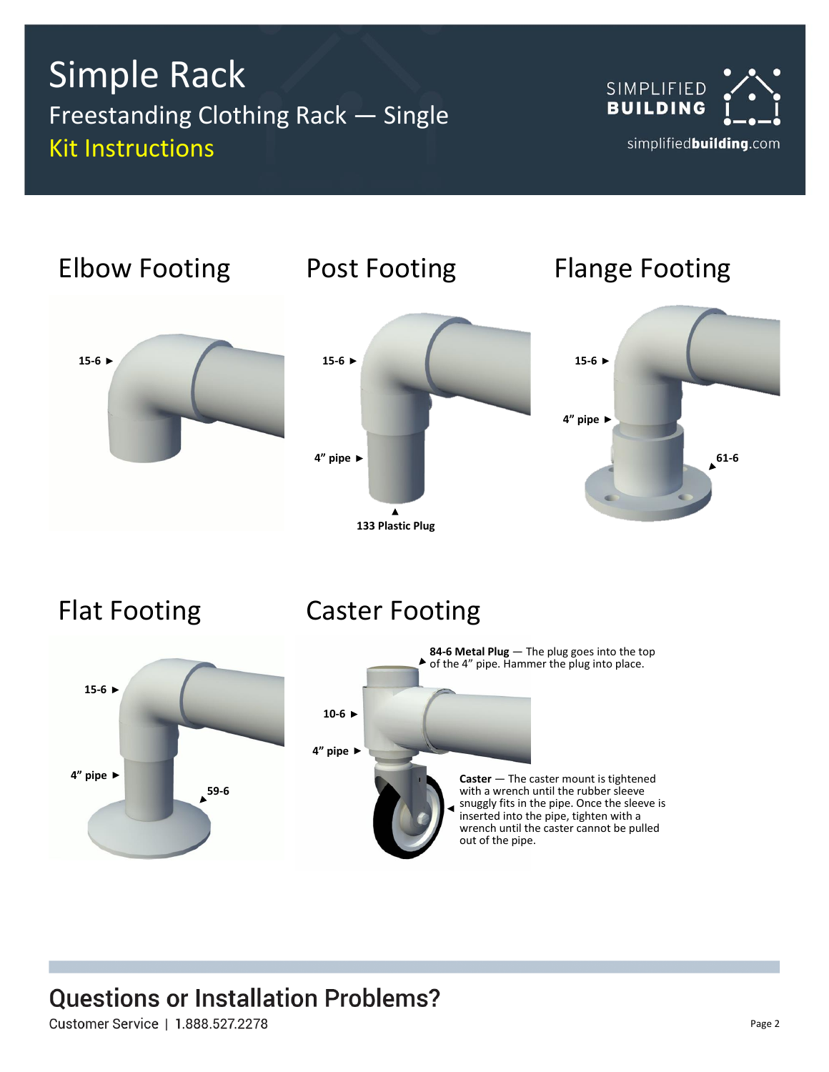# Simple Rack

## Freestanding Clothing Rack — Single

## Kit Instructions

SIMPLIFIED BUILDING

simplifiedbuilding.com

## Elbow Footing

15-6 ►

## Post Footing

15-6 ►

4" pipe ►

▲
133 Plastic Plug

## Flange Footing

15-6 ►

4" pipe ►

61-6

## Flat Footing

15-6 ►

4" pipe ►

59-6

## Caster Footing

**84-6 Metal Plug** — The plug goes into the top of the 4" pipe. Hammer the plug into place.

10-6 ►

4" pipe ►

**Caster** — The caster mount is tightened with a wrench until the rubber sleeve snuggly fits in the pipe. Once the sleeve is inserted into the pipe, tighten with a wrench until the caster cannot be pulled out of the pipe.

## Questions or Installation Problems?

Customer Service | 1.888.527.2278